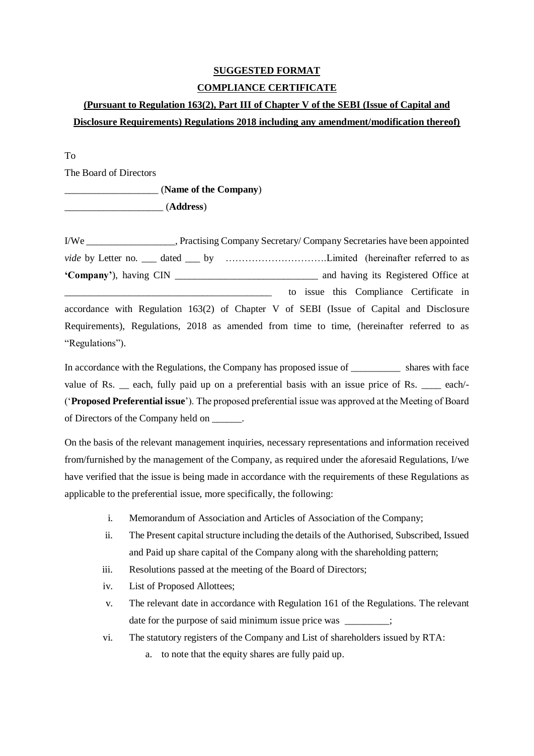**SUGGESTED FORMAT**

**COMPLIANCE CERTIFICATE**

**(Pursuant to Regulation 163(2), Part III of Chapter V of the SEBI (Issue of Capital and Disclosure Requirements) Regulations 2018 including any amendment/modification thereof)**

To

The Board of Directors

__________________ (**Name of the Company**)

___________________ (**Address**)

I/We __________________, Practising Company Secretary/ Company Secretaries have been appointed *vide* by Letter no. ___ dated ___ by ………………………….Limited (hereinafter referred to as **'Company'**), having CIN ____________________________ and having its Registered Office at __________________________________________ to issue this Compliance Certificate in accordance with Regulation 163(2) of Chapter V of SEBI (Issue of Capital and Disclosure Requirements), Regulations, 2018 as amended from time to time, (hereinafter referred to as "Regulations").

In accordance with the Regulations, the Company has proposed issue of __________ shares with face value of Rs. __ each, fully paid up on a preferential basis with an issue price of Rs. ____ each/- ('**Proposed Preferential issue**'). The proposed preferential issue was approved at the Meeting of Board of Directors of the Company held on ______.

On the basis of the relevant management inquiries, necessary representations and information received from/furnished by the management of the Company, as required under the aforesaid Regulations, I/we have verified that the issue is being made in accordance with the requirements of these Regulations as applicable to the preferential issue, more specifically, the following:

i. Memorandum of Association and Articles of Association of the Company;

ii. The Present capital structure including the details of the Authorised, Subscribed, Issued and Paid up share capital of the Company along with the shareholding pattern;

iii. Resolutions passed at the meeting of the Board of Directors;

iv. List of Proposed Allottees;

v. The relevant date in accordance with Regulation 161 of the Regulations. The relevant date for the purpose of said minimum issue price was _________;

vi. The statutory registers of the Company and List of shareholders issued by RTA:

   a. to note that the equity shares are fully paid up.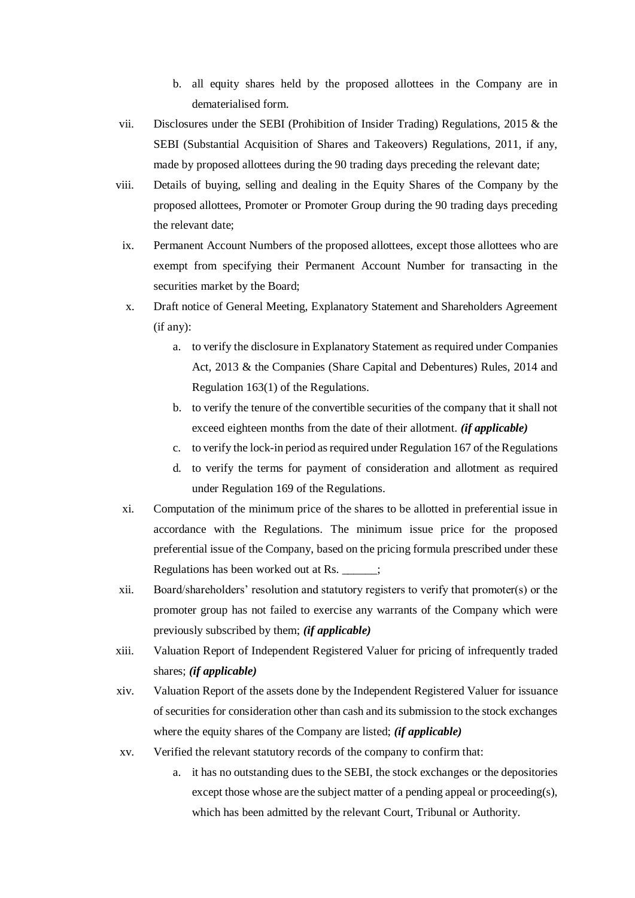b. all equity shares held by the proposed allottees in the Company are in dematerialised form.

vii. Disclosures under the SEBI (Prohibition of Insider Trading) Regulations, 2015 & the SEBI (Substantial Acquisition of Shares and Takeovers) Regulations, 2011, if any, made by proposed allottees during the 90 trading days preceding the relevant date;

viii. Details of buying, selling and dealing in the Equity Shares of the Company by the proposed allottees, Promoter or Promoter Group during the 90 trading days preceding the relevant date;

ix. Permanent Account Numbers of the proposed allottees, except those allottees who are exempt from specifying their Permanent Account Number for transacting in the securities market by the Board;

x. Draft notice of General Meeting, Explanatory Statement and Shareholders Agreement (if any):

   a. to verify the disclosure in Explanatory Statement as required under Companies Act, 2013 & the Companies (Share Capital and Debentures) Rules, 2014 and Regulation 163(1) of the Regulations.

   b. to verify the tenure of the convertible securities of the company that it shall not exceed eighteen months from the date of their allotment. ***(if applicable)***

   c. to verify the lock-in period as required under Regulation 167 of the Regulations

   d. to verify the terms for payment of consideration and allotment as required under Regulation 169 of the Regulations.

xi. Computation of the minimum price of the shares to be allotted in preferential issue in accordance with the Regulations. The minimum issue price for the proposed preferential issue of the Company, based on the pricing formula prescribed under these Regulations has been worked out at Rs. ______;

xii. Board/shareholders' resolution and statutory registers to verify that promoter(s) or the promoter group has not failed to exercise any warrants of the Company which were previously subscribed by them; ***(if applicable)***

xiii. Valuation Report of Independent Registered Valuer for pricing of infrequently traded shares; ***(if applicable)***

xiv. Valuation Report of the assets done by the Independent Registered Valuer for issuance of securities for consideration other than cash and its submission to the stock exchanges where the equity shares of the Company are listed; ***(if applicable)***

xv. Verified the relevant statutory records of the company to confirm that:

   a. it has no outstanding dues to the SEBI, the stock exchanges or the depositories except those whose are the subject matter of a pending appeal or proceeding(s), which has been admitted by the relevant Court, Tribunal or Authority.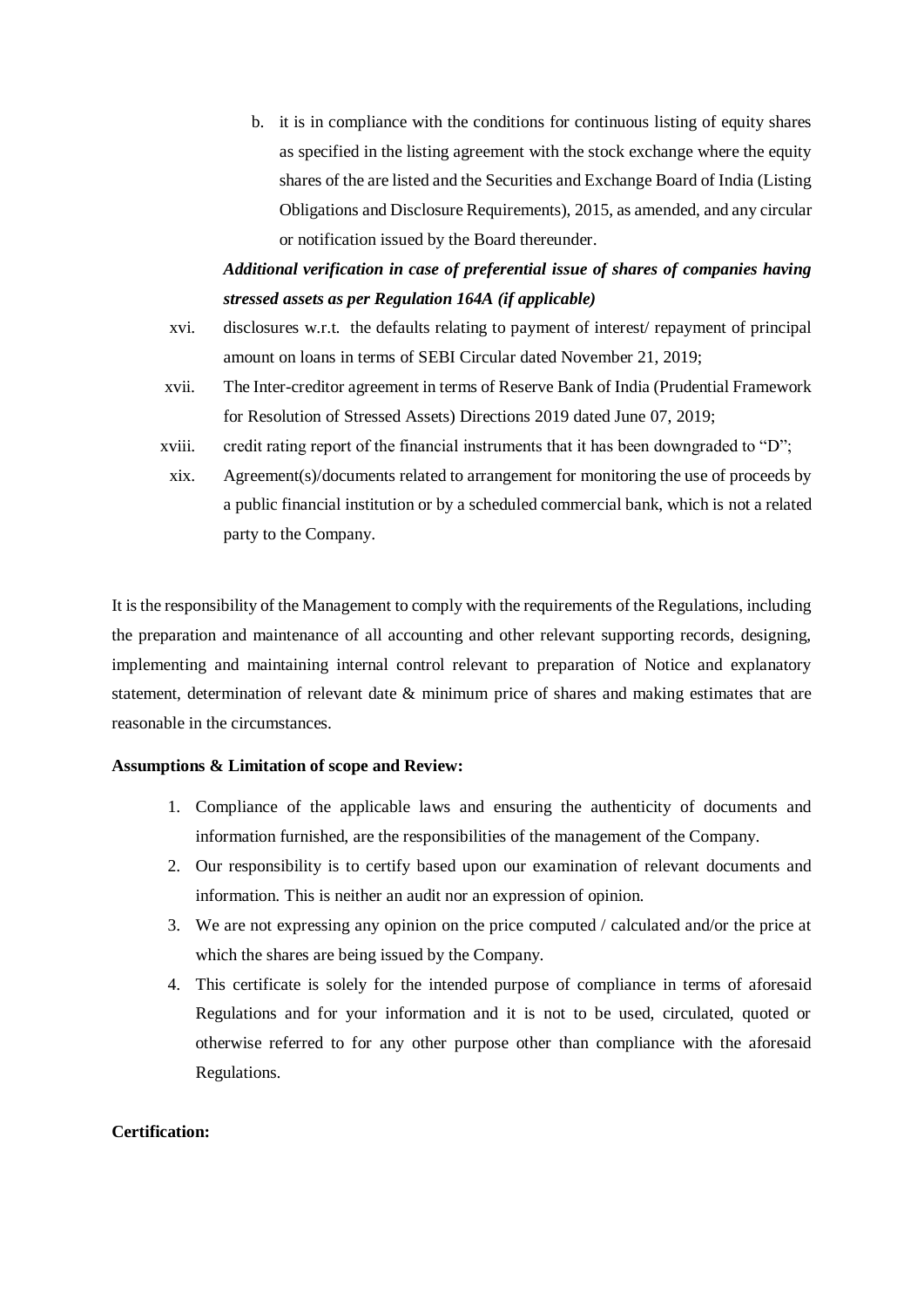b. it is in compliance with the conditions for continuous listing of equity shares as specified in the listing agreement with the stock exchange where the equity shares of the are listed and the Securities and Exchange Board of India (Listing Obligations and Disclosure Requirements), 2015, as amended, and any circular or notification issued by the Board thereunder.

***Additional verification in case of preferential issue of shares of companies having stressed assets as per Regulation 164A (if applicable)***

xvi. disclosures w.r.t. the defaults relating to payment of interest/ repayment of principal amount on loans in terms of SEBI Circular dated November 21, 2019;

xvii. The Inter-creditor agreement in terms of Reserve Bank of India (Prudential Framework for Resolution of Stressed Assets) Directions 2019 dated June 07, 2019;

xviii. credit rating report of the financial instruments that it has been downgraded to "D";

xix. Agreement(s)/documents related to arrangement for monitoring the use of proceeds by a public financial institution or by a scheduled commercial bank, which is not a related party to the Company.

It is the responsibility of the Management to comply with the requirements of the Regulations, including the preparation and maintenance of all accounting and other relevant supporting records, designing, implementing and maintaining internal control relevant to preparation of Notice and explanatory statement, determination of relevant date & minimum price of shares and making estimates that are reasonable in the circumstances.

**Assumptions & Limitation of scope and Review:**

1. Compliance of the applicable laws and ensuring the authenticity of documents and information furnished, are the responsibilities of the management of the Company.
2. Our responsibility is to certify based upon our examination of relevant documents and information. This is neither an audit nor an expression of opinion.
3. We are not expressing any opinion on the price computed / calculated and/or the price at which the shares are being issued by the Company.
4. This certificate is solely for the intended purpose of compliance in terms of aforesaid Regulations and for your information and it is not to be used, circulated, quoted or otherwise referred to for any other purpose other than compliance with the aforesaid Regulations.

**Certification:**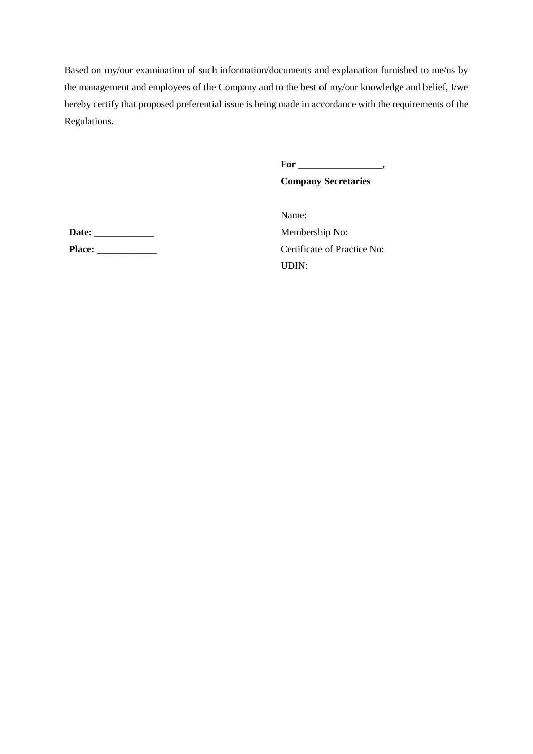Based on my/our examination of such information/documents and explanation furnished to me/us by the management and employees of the Company and to the best of my/our knowledge and belief, I/we hereby certify that proposed preferential issue is being made in accordance with the requirements of the Regulations.

**For _________________,**

**Company Secretaries**

Name:

Membership No:

Certificate of Practice No:

UDIN:

**Date: ____________**

**Place: ____________**